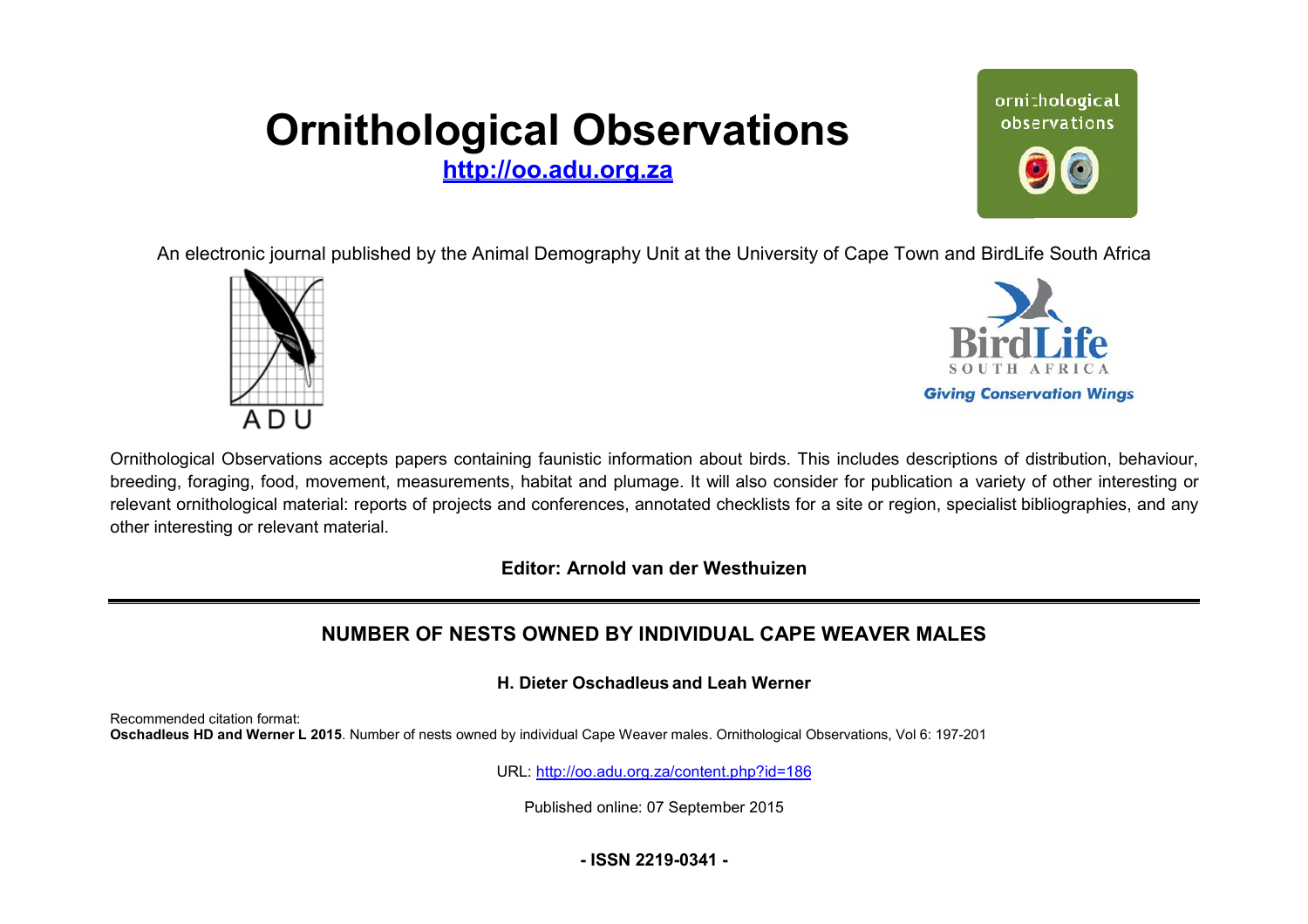# Ornithological Observations

**http://oo.adu.org.za**

An electronic journal published by the Animal Demography Unit at the University of Cape Town and BirdLife South Africa

Ornithological Observations accepts papers containing faunistic information about birds. This includes descriptions of distribution, behaviour, breeding, foraging, food, movement, measurements, habitat and plumage. It will also consider for publication a variety of other interesting or relevant ornithological material: reports of projects and conferences, annotated checklists for a site or region, specialist bibliographies, and any other interesting or relevant material.

**Editor: Arnold van der Westhuizen**

## NUMBER OF NESTS OWNED BY INDIVIDUAL CAPE WEAVER MALES

**H. Dieter Oschadleus and Leah Werner**

Recommended citation format:
**Oschadleus HD and Werner L 2015**. Number of nests owned by individual Cape Weaver males. Ornithological Observations, Vol 6: 197-201

URL: http://oo.adu.org.za/content.php?id=186

Published online: 07 September 2015

**- ISSN 2219-0341 -**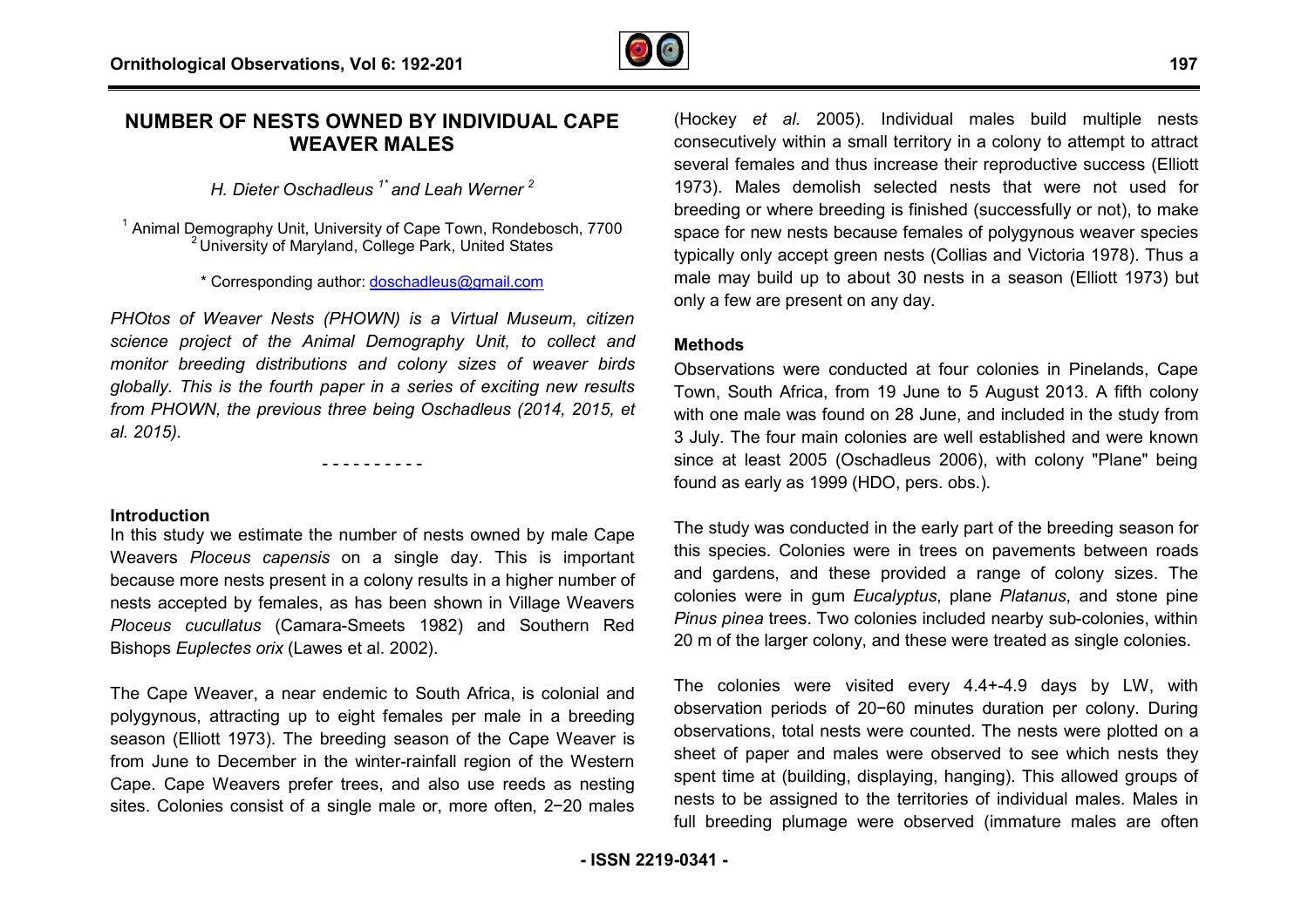# NUMBER OF NESTS OWNED BY INDIVIDUAL CAPE WEAVER MALES

*H. Dieter Oschadleus [1*] and Leah Werner [2]*

[1] Animal Demography Unit, University of Cape Town, Rondebosch, 7700
[2] University of Maryland, College Park, United States

\* Corresponding author: doschadleus@gmail.com

*PHOtos of Weaver Nests (PHOWN) is a Virtual Museum, citizen science project of the Animal Demography Unit, to collect and monitor breeding distributions and colony sizes of weaver birds globally. This is the fourth paper in a series of exciting new results from PHOWN, the previous three being Oschadleus (2014, 2015, et al. 2015).*

\- - - - - - - - - -

**Introduction**

In this study we estimate the number of nests owned by male Cape Weavers *Ploceus capensis* on a single day. This is important because more nests present in a colony results in a higher number of nests accepted by females, as has been shown in Village Weavers *Ploceus cucullatus* (Camara-Smeets 1982) and Southern Red Bishops *Euplectes orix* (Lawes et al. 2002).

The Cape Weaver, a near endemic to South Africa, is colonial and polygynous, attracting up to eight females per male in a breeding season (Elliott 1973). The breeding season of the Cape Weaver is from June to December in the winter-rainfall region of the Western Cape. Cape Weavers prefer trees, and also use reeds as nesting sites. Colonies consist of a single male or, more often, 2−20 males (Hockey *et al.* 2005). Individual males build multiple nests consecutively within a small territory in a colony to attempt to attract several females and thus increase their reproductive success (Elliott 1973). Males demolish selected nests that were not used for breeding or where breeding is finished (successfully or not), to make space for new nests because females of polygynous weaver species typically only accept green nests (Collias and Victoria 1978). Thus a male may build up to about 30 nests in a season (Elliott 1973) but only a few are present on any day.

**Methods**

Observations were conducted at four colonies in Pinelands, Cape Town, South Africa, from 19 June to 5 August 2013. A fifth colony with one male was found on 28 June, and included in the study from 3 July. The four main colonies are well established and were known since at least 2005 (Oschadleus 2006), with colony "Plane" being found as early as 1999 (HDO, pers. obs.).

The study was conducted in the early part of the breeding season for this species. Colonies were in trees on pavements between roads and gardens, and these provided a range of colony sizes. The colonies were in gum *Eucalyptus*, plane *Platanus*, and stone pine *Pinus pinea* trees. Two colonies included nearby sub-colonies, within 20 m of the larger colony, and these were treated as single colonies.

The colonies were visited every 4.4+-4.9 days by LW, with observation periods of 20−60 minutes duration per colony. During observations, total nests were counted. The nests were plotted on a sheet of paper and males were observed to see which nests they spent time at (building, displaying, hanging). This allowed groups of nests to be assigned to the territories of individual males. Males in full breeding plumage were observed (immature males are often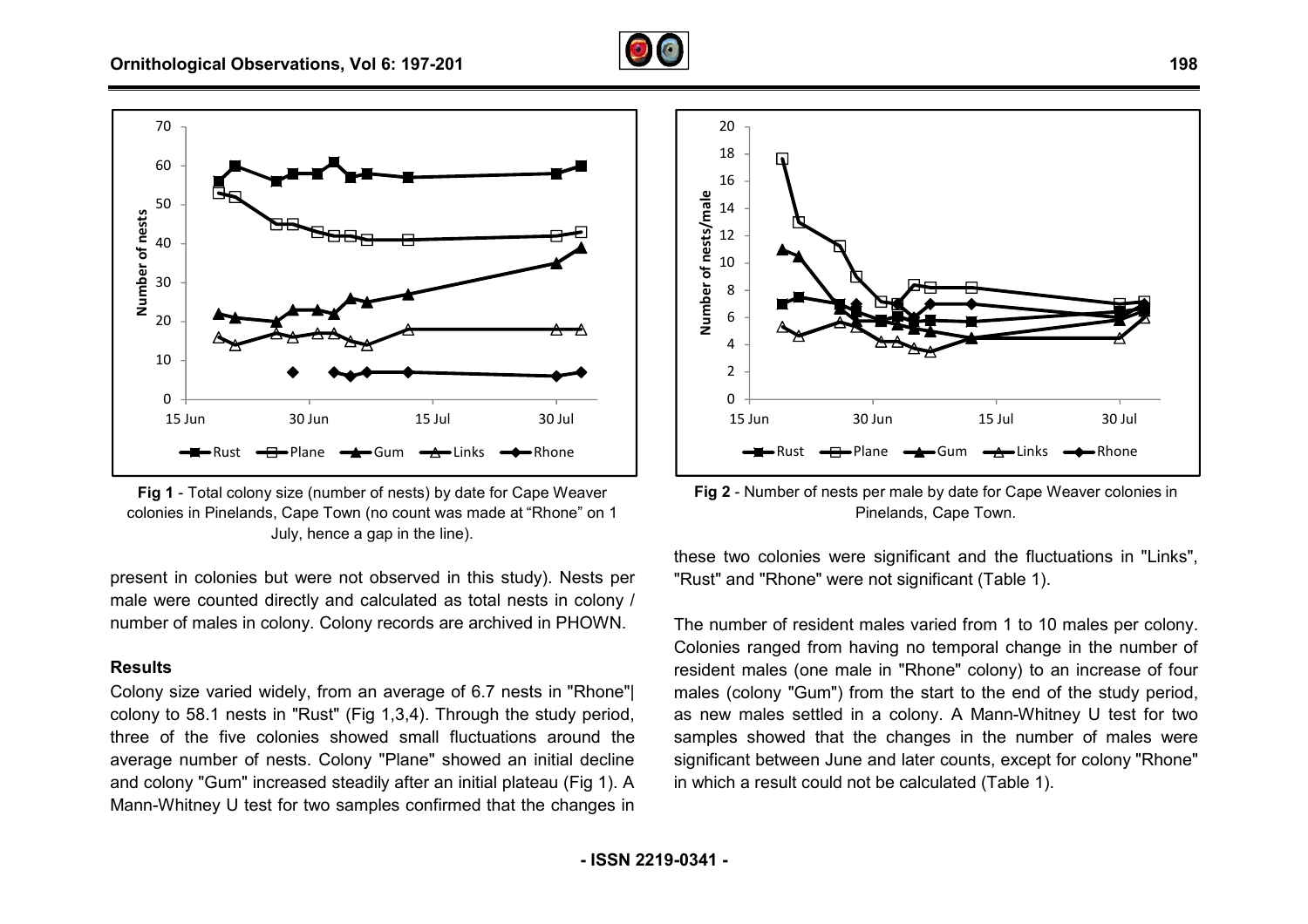Fig 1 - Total colony size (number of nests) by date for Cape Weaver colonies in Pinelands, Cape Town (no count was made at "Rhone" on 1 July, hence a gap in the line).

Fig 2 - Number of nests per male by date for Cape Weaver colonies in Pinelands, Cape Town.

present in colonies but were not observed in this study). Nests per male were counted directly and calculated as total nests in colony / number of males in colony. Colony records are archived in PHOWN.

## Results

Colony size varied widely, from an average of 6.7 nests in "Rhone"| colony to 58.1 nests in "Rust" (Fig 1,3,4). Through the study period, three of the five colonies showed small fluctuations around the average number of nests. Colony "Plane" showed an initial decline and colony "Gum" increased steadily after an initial plateau (Fig 1). A Mann-Whitney U test for two samples confirmed that the changes in these two colonies were significant and the fluctuations in "Links", "Rust" and "Rhone" were not significant (Table 1).

The number of resident males varied from 1 to 10 males per colony. Colonies ranged from having no temporal change in the number of resident males (one male in "Rhone" colony) to an increase of four males (colony "Gum") from the start to the end of the study period, as new males settled in a colony. A Mann-Whitney U test for two samples showed that the changes in the number of males were significant between June and later counts, except for colony "Rhone" in which a result could not be calculated (Table 1).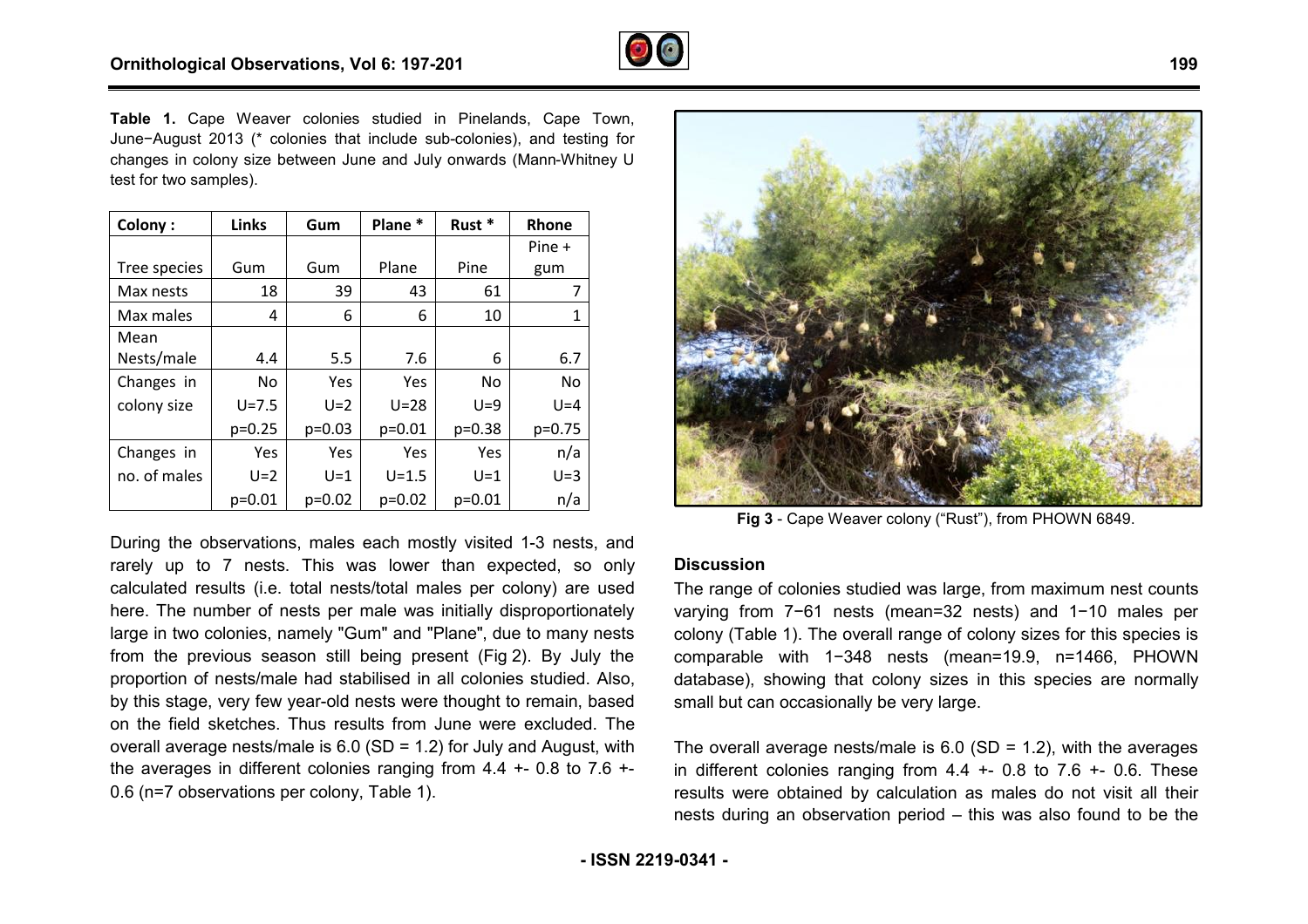**Table 1.** Cape Weaver colonies studied in Pinelands, Cape Town, June−August 2013 (* colonies that include sub-colonies), and testing for changes in colony size between June and July onwards (Mann-Whitney U test for two samples).

| Colony : | Links | Gum | Plane * | Rust * | Rhone |
|---|---|---|---|---|---|
| Tree species | Gum | Gum | Plane | Pine | Pine + gum |
| Max nests | 18 | 39 | 43 | 61 | 7 |
| Max males | 4 | 6 | 6 | 10 | 1 |
| Mean Nests/male | 4.4 | 5.5 | 7.6 | 6 | 6.7 |
| Changes in colony size | No | Yes | Yes | No | No |
| | U=7.5 | U=2 | U=28 | U=9 | U=4 |
| | p=0.25 | p=0.03 | p=0.01 | p=0.38 | p=0.75 |
| Changes in no. of males | Yes | Yes | Yes | Yes | n/a |
| | U=2 | U=1 | U=1.5 | U=1 | U=3 |
| | p=0.01 | p=0.02 | p=0.02 | p=0.01 | n/a |

During the observations, males each mostly visited 1-3 nests, and rarely up to 7 nests. This was lower than expected, so only calculated results (i.e. total nests/total males per colony) are used here. The number of nests per male was initially disproportionately large in two colonies, namely "Gum" and "Plane", due to many nests from the previous season still being present (Fig 2). By July the proportion of nests/male had stabilised in all colonies studied. Also, by this stage, very few year-old nests were thought to remain, based on the field sketches. Thus results from June were excluded. The overall average nests/male is 6.0 (SD = 1.2) for July and August, with the averages in different colonies ranging from 4.4 +- 0.8 to 7.6 +- 0.6 (n=7 observations per colony, Table 1).

**Fig 3** - Cape Weaver colony ("Rust"), from PHOWN 6849.

## Discussion

The range of colonies studied was large, from maximum nest counts varying from 7−61 nests (mean=32 nests) and 1−10 males per colony (Table 1). The overall range of colony sizes for this species is comparable with 1−348 nests (mean=19.9, n=1466, PHOWN database), showing that colony sizes in this species are normally small but can occasionally be very large.

The overall average nests/male is 6.0 (SD = 1.2), with the averages in different colonies ranging from 4.4 +- 0.8 to 7.6 +- 0.6. These results were obtained by calculation as males do not visit all their nests during an observation period – this was also found to be the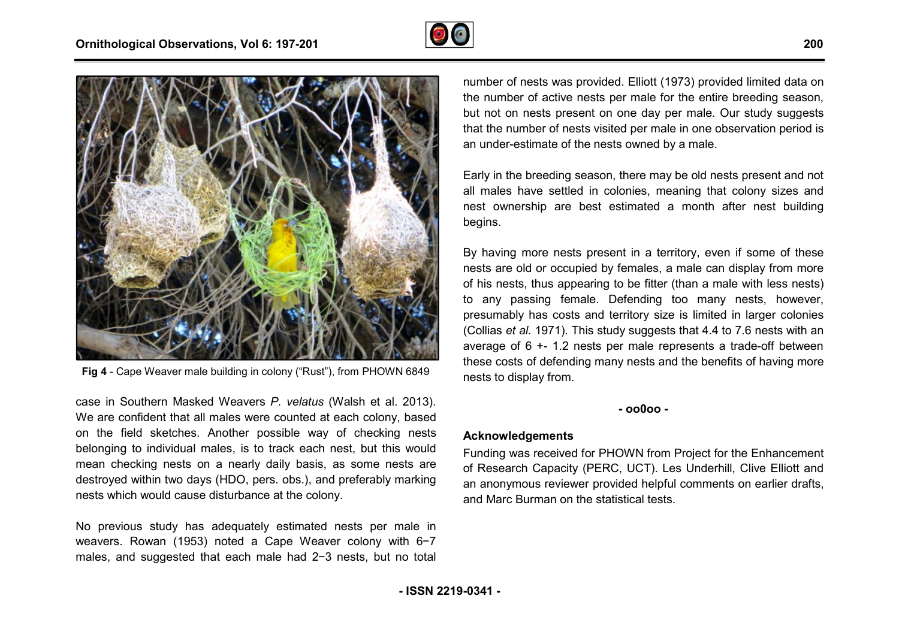Fig 4 - Cape Weaver male building in colony ("Rust"), from PHOWN 6849

case in Southern Masked Weavers *P. velatus* (Walsh et al. 2013). We are confident that all males were counted at each colony, based on the field sketches. Another possible way of checking nests belonging to individual males, is to track each nest, but this would mean checking nests on a nearly daily basis, as some nests are destroyed within two days (HDO, pers. obs.), and preferably marking nests which would cause disturbance at the colony.

No previous study has adequately estimated nests per male in weavers. Rowan (1953) noted a Cape Weaver colony with 6−7 males, and suggested that each male had 2−3 nests, but no total number of nests was provided. Elliott (1973) provided limited data on the number of active nests per male for the entire breeding season, but not on nests present on one day per male. Our study suggests that the number of nests visited per male in one observation period is an under-estimate of the nests owned by a male.

Early in the breeding season, there may be old nests present and not all males have settled in colonies, meaning that colony sizes and nest ownership are best estimated a month after nest building begins.

By having more nests present in a territory, even if some of these nests are old or occupied by females, a male can display from more of his nests, thus appearing to be fitter (than a male with less nests) to any passing female. Defending too many nests, however, presumably has costs and territory size is limited in larger colonies (Collias *et al.* 1971). This study suggests that 4.4 to 7.6 nests with an average of 6 +- 1.2 nests per male represents a trade-off between these costs of defending many nests and the benefits of having more nests to display from.

- oo0oo -

## Acknowledgements

Funding was received for PHOWN from Project for the Enhancement of Research Capacity (PERC, UCT). Les Underhill, Clive Elliott and an anonymous reviewer provided helpful comments on earlier drafts, and Marc Burman on the statistical tests.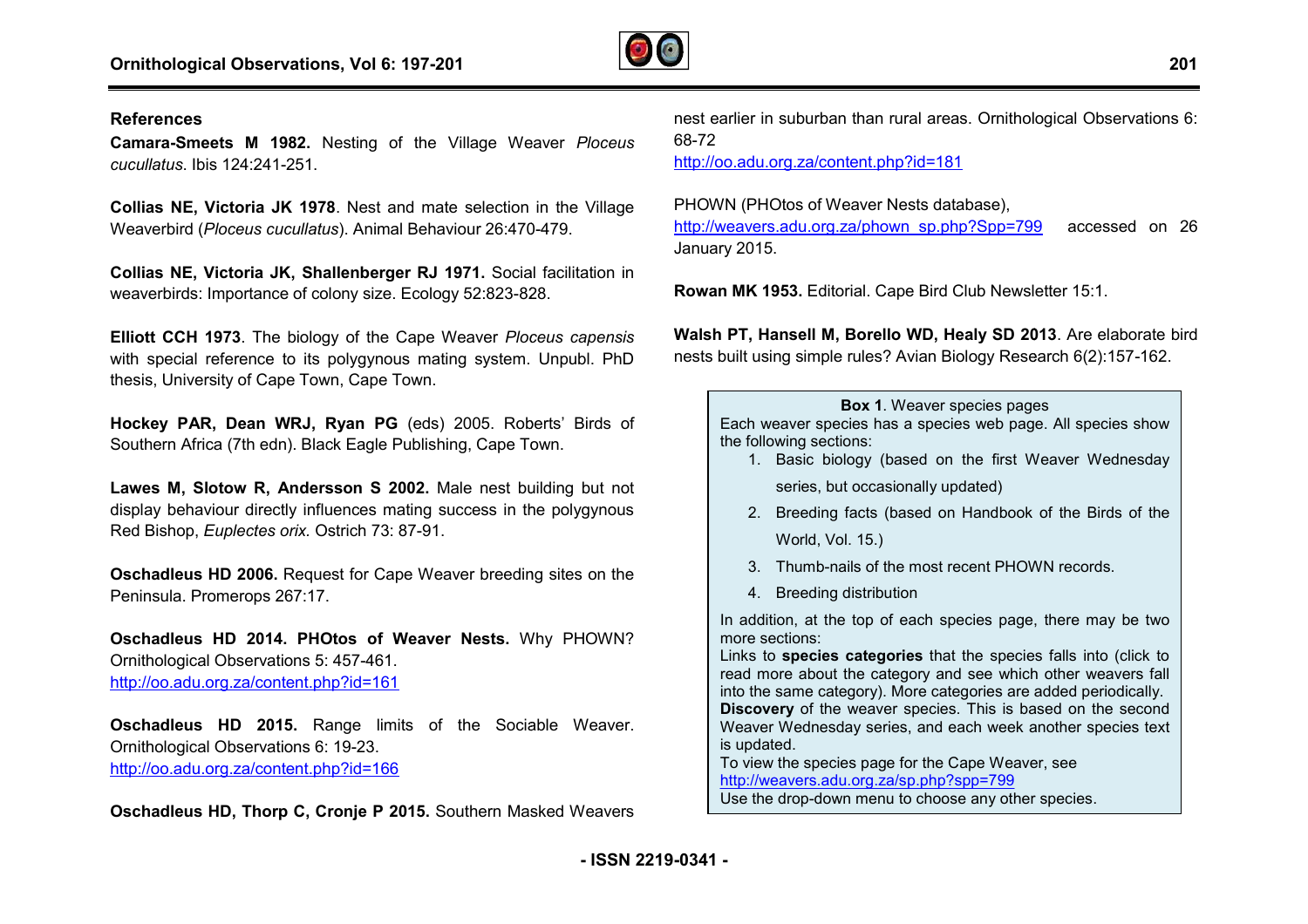## References

**Camara-Smeets M 1982.** Nesting of the Village Weaver *Ploceus cucullatus*. Ibis 124:241-251.

**Collias NE, Victoria JK 1978**. Nest and mate selection in the Village Weaverbird (*Ploceus cucullatus*). Animal Behaviour 26:470-479.

**Collias NE, Victoria JK, Shallenberger RJ 1971.** Social facilitation in weaverbirds: Importance of colony size. Ecology 52:823-828.

**Elliott CCH 1973**. The biology of the Cape Weaver *Ploceus capensis* with special reference to its polygynous mating system. Unpubl. PhD thesis, University of Cape Town, Cape Town.

**Hockey PAR, Dean WRJ, Ryan PG** (eds) 2005. Roberts' Birds of Southern Africa (7th edn). Black Eagle Publishing, Cape Town.

**Lawes M, Slotow R, Andersson S 2002.** Male nest building but not display behaviour directly influences mating success in the polygynous Red Bishop, *Euplectes orix.* Ostrich 73: 87-91.

**Oschadleus HD 2006.** Request for Cape Weaver breeding sites on the Peninsula. Promerops 267:17.

**Oschadleus HD 2014. PHOtos of Weaver Nests.** Why PHOWN? Ornithological Observations 5: 457-461.
http://oo.adu.org.za/content.php?id=161

**Oschadleus HD 2015.** Range limits of the Sociable Weaver. Ornithological Observations 6: 19-23.
http://oo.adu.org.za/content.php?id=166

**Oschadleus HD, Thorp C, Cronje P 2015.** Southern Masked Weavers nest earlier in suburban than rural areas. Ornithological Observations 6: 68-72
http://oo.adu.org.za/content.php?id=181

PHOWN (PHOtos of Weaver Nests database), http://weavers.adu.org.za/phown_sp.php?Spp=799 accessed on 26 January 2015.

**Rowan MK 1953.** Editorial. Cape Bird Club Newsletter 15:1.

**Walsh PT, Hansell M, Borello WD, Healy SD 2013**. Are elaborate bird nests built using simple rules? Avian Biology Research 6(2):157-162.

**Box 1**. Weaver species pages

Each weaver species has a species web page. All species show the following sections:

1. Basic biology (based on the first Weaver Wednesday series, but occasionally updated)
2. Breeding facts (based on Handbook of the Birds of the World, Vol. 15.)
3. Thumb-nails of the most recent PHOWN records.
4. Breeding distribution

In addition, at the top of each species page, there may be two more sections:

Links to **species categories** that the species falls into (click to read more about the category and see which other weavers fall into the same category). More categories are added periodically.

**Discovery** of the weaver species. This is based on the second Weaver Wednesday series, and each week another species text is updated.

To view the species page for the Cape Weaver, see
http://weavers.adu.org.za/sp.php?spp=799

Use the drop-down menu to choose any other species.